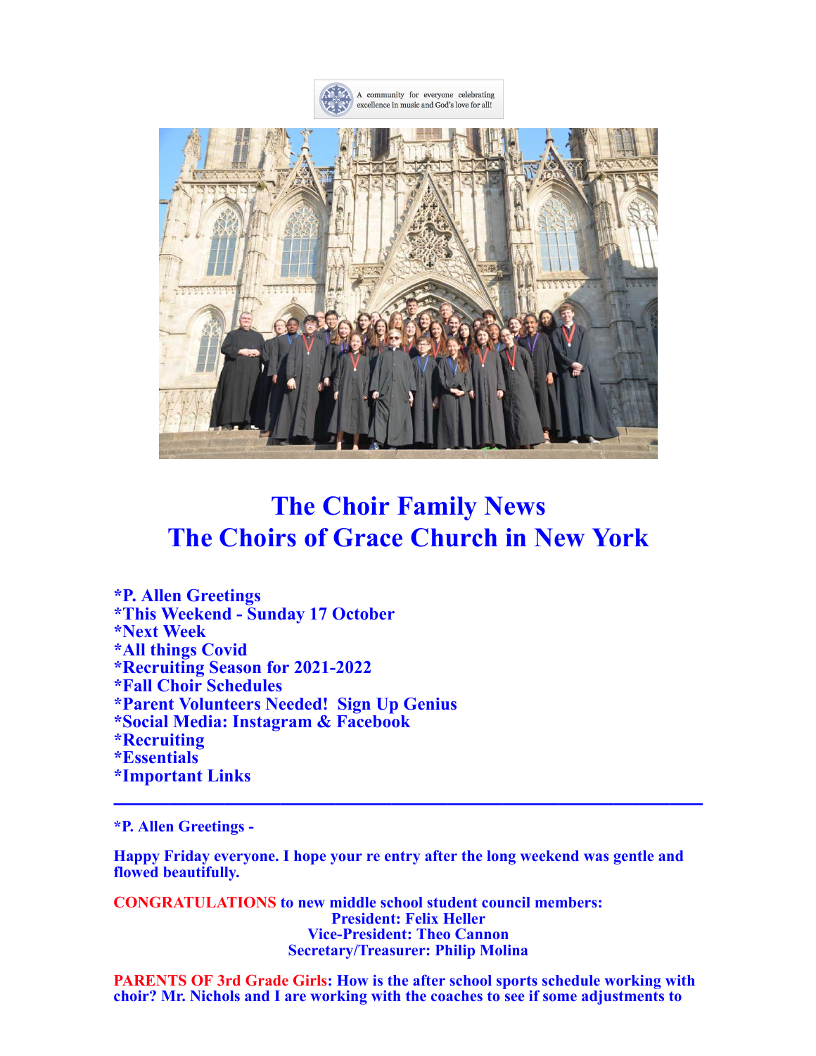A community for everyone celebrating excellence in music and God's love for all!

# The Choir Family News
# The Choirs of Grace Church in New York

**\*P. Allen Greetings**
**\*This Weekend - Sunday 17 October**
**\*Next Week**
**\*All things Covid**
**\*Recruiting Season for 2021-2022**
**\*Fall Choir Schedules**
**\*Parent Volunteers Needed! Sign Up Genius**
**\*Social Media: Instagram & Facebook**
**\*Recruiting**
**\*Essentials**
**\*Important Links**

---

**\*P. Allen Greetings -**

**Happy Friday everyone. I hope your re entry after the long weekend was gentle and flowed beautifully.**

**CONGRATULATIONS to new middle school student council members:**

**President: Felix Heller**
**Vice-President: Theo Cannon**
**Secretary/Treasurer: Philip Molina**

**PARENTS OF 3rd Grade Girls: How is the after school sports schedule working with choir? Mr. Nichols and I are working with the coaches to see if some adjustments to**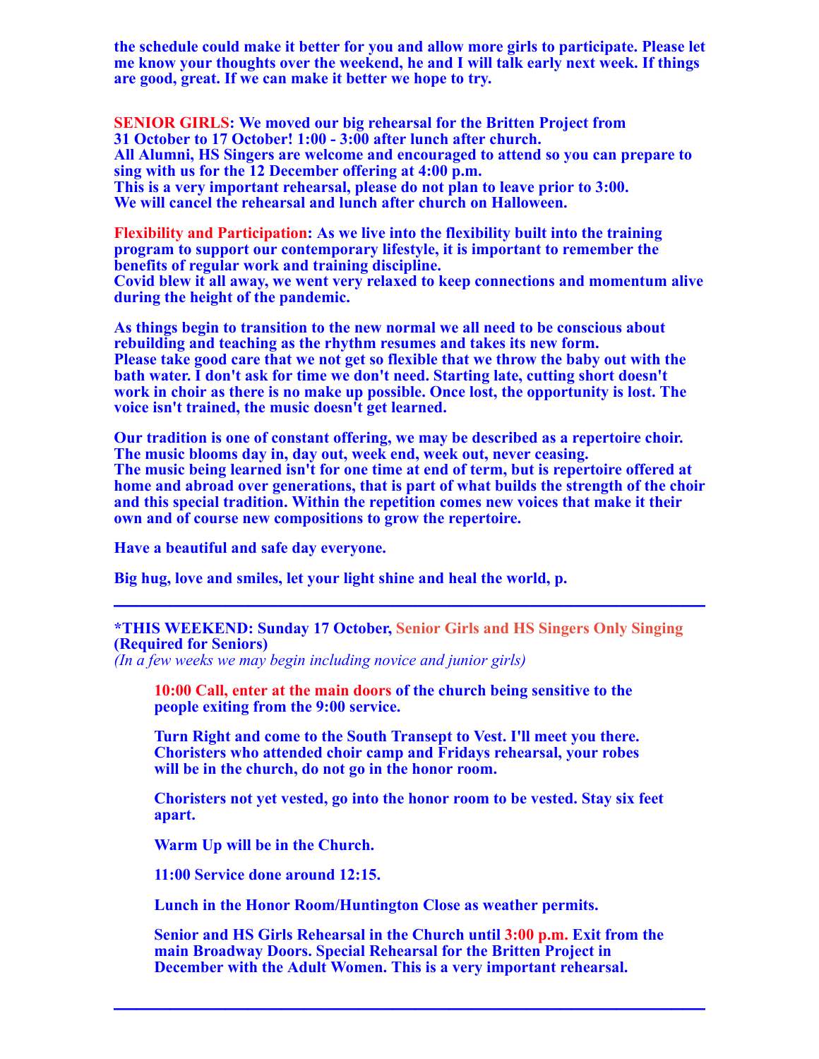**the schedule could make it better for you and allow more girls to participate. Please let me know your thoughts over the weekend, he and I will talk early next week. If things are good, great. If we can make it better we hope to try.**

**SENIOR GIRLS: We moved our big rehearsal for the Britten Project from 31 October to 17 October! 1:00 - 3:00 after lunch after church.**
**All Alumni, HS Singers are welcome and encouraged to attend so you can prepare to sing with us for the 12 December offering at 4:00 p.m.**
**This is a very important rehearsal, please do not plan to leave prior to 3:00.**
**We will cancel the rehearsal and lunch after church on Halloween.**

**Flexibility and Participation: As we live into the flexibility built into the training program to support our contemporary lifestyle, it is important to remember the benefits of regular work and training discipline.**
**Covid blew it all away, we went very relaxed to keep connections and momentum alive during the height of the pandemic.**

**As things begin to transition to the new normal we all need to be conscious about rebuilding and teaching as the rhythm resumes and takes its new form.**
**Please take good care that we not get so flexible that we throw the baby out with the bath water. I don't ask for time we don't need. Starting late, cutting short doesn't work in choir as there is no make up possible. Once lost, the opportunity is lost. The voice isn't trained, the music doesn't get learned.**

**Our tradition is one of constant offering, we may be described as a repertoire choir. The music blooms day in, day out, week end, week out, never ceasing.**
**The music being learned isn't for one time at end of term, but is repertoire offered at home and abroad over generations, that is part of what builds the strength of the choir and this special tradition. Within the repetition comes new voices that make it their own and of course new compositions to grow the repertoire.**

**Have a beautiful and safe day everyone.**

**Big hug, love and smiles, let your light shine and heal the world, p.**

---

**\*THIS WEEKEND: Sunday 17 October, Senior Girls and HS Singers Only Singing (Required for Seniors)**
*(In a few weeks we may begin including novice and junior girls)*

> **10:00 Call, enter at the main doors of the church being sensitive to the people exiting from the 9:00 service.**
>
> **Turn Right and come to the South Transept to Vest. I'll meet you there. Choristers who attended choir camp and Fridays rehearsal, your robes will be in the church, do not go in the honor room.**
>
> **Choristers not yet vested, go into the honor room to be vested. Stay six feet apart.**
>
> **Warm Up will be in the Church.**
>
> **11:00 Service done around 12:15.**
>
> **Lunch in the Honor Room/Huntington Close as weather permits.**
>
> **Senior and HS Girls Rehearsal in the Church until 3:00 p.m. Exit from the main Broadway Doors. Special Rehearsal for the Britten Project in December with the Adult Women. This is a very important rehearsal.**

---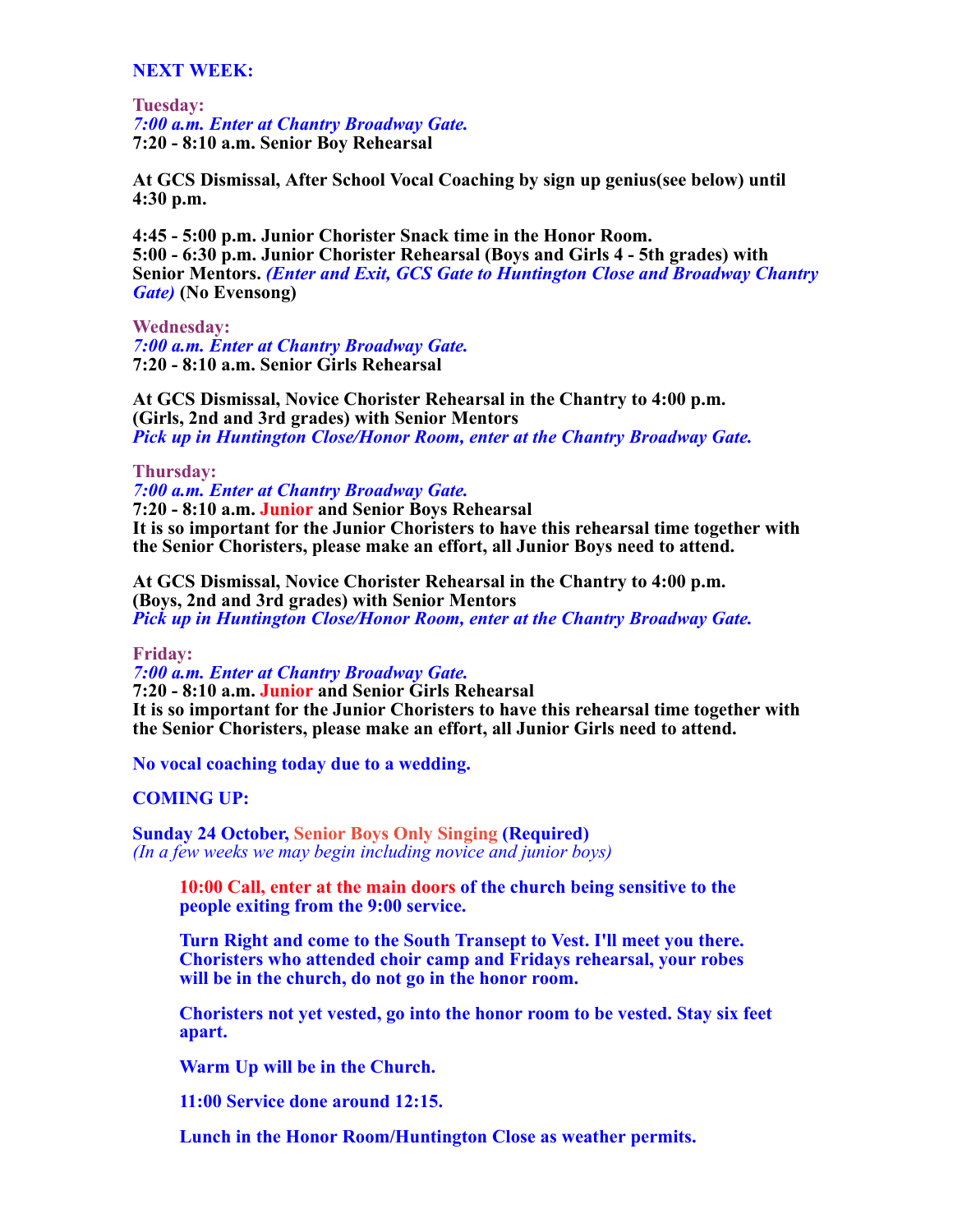**NEXT WEEK:**

**Tuesday:**
***7:00 a.m. Enter at Chantry Broadway Gate.***
**7:20 - 8:10 a.m. Senior Boy Rehearsal**

**At GCS Dismissal, After School Vocal Coaching by sign up genius(see below) until 4:30 p.m.**

**4:45 - 5:00 p.m. Junior Chorister Snack time in the Honor Room.**
**5:00 - 6:30 p.m. Junior Chorister Rehearsal (Boys and Girls 4 - 5th grades) with Senior Mentors.** ***(Enter and Exit, GCS Gate to Huntington Close and Broadway Chantry Gate)*** **(No Evensong)**

**Wednesday:**
***7:00 a.m. Enter at Chantry Broadway Gate.***
**7:20 - 8:10 a.m. Senior Girls Rehearsal**

**At GCS Dismissal, Novice Chorister Rehearsal in the Chantry to 4:00 p.m.**
**(Girls, 2nd and 3rd grades) with Senior Mentors**
***Pick up in Huntington Close/Honor Room, enter at the Chantry Broadway Gate.***

**Thursday:**
***7:00 a.m. Enter at Chantry Broadway Gate.***
**7:20 - 8:10 a.m. Junior and Senior Boys Rehearsal**
**It is so important for the Junior Choristers to have this rehearsal time together with the Senior Choristers, please make an effort, all Junior Boys need to attend.**

**At GCS Dismissal, Novice Chorister Rehearsal in the Chantry to 4:00 p.m.**
**(Boys, 2nd and 3rd grades) with Senior Mentors**
***Pick up in Huntington Close/Honor Room, enter at the Chantry Broadway Gate.***

**Friday:**
***7:00 a.m. Enter at Chantry Broadway Gate.***
**7:20 - 8:10 a.m. Junior and Senior Girls Rehearsal**
**It is so important for the Junior Choristers to have this rehearsal time together with the Senior Choristers, please make an effort, all Junior Girls need to attend.**

**No vocal coaching today due to a wedding.**

**COMING UP:**

**Sunday 24 October, Senior Boys Only Singing (Required)**
*(In a few weeks we may begin including novice and junior boys)*

> **10:00 Call, enter at the main doors of the church being sensitive to the people exiting from the 9:00 service.**
>
> **Turn Right and come to the South Transept to Vest. I'll meet you there. Choristers who attended choir camp and Fridays rehearsal, your robes will be in the church, do not go in the honor room.**
>
> **Choristers not yet vested, go into the honor room to be vested. Stay six feet apart.**
>
> **Warm Up will be in the Church.**
>
> **11:00 Service done around 12:15.**
>
> **Lunch in the Honor Room/Huntington Close as weather permits.**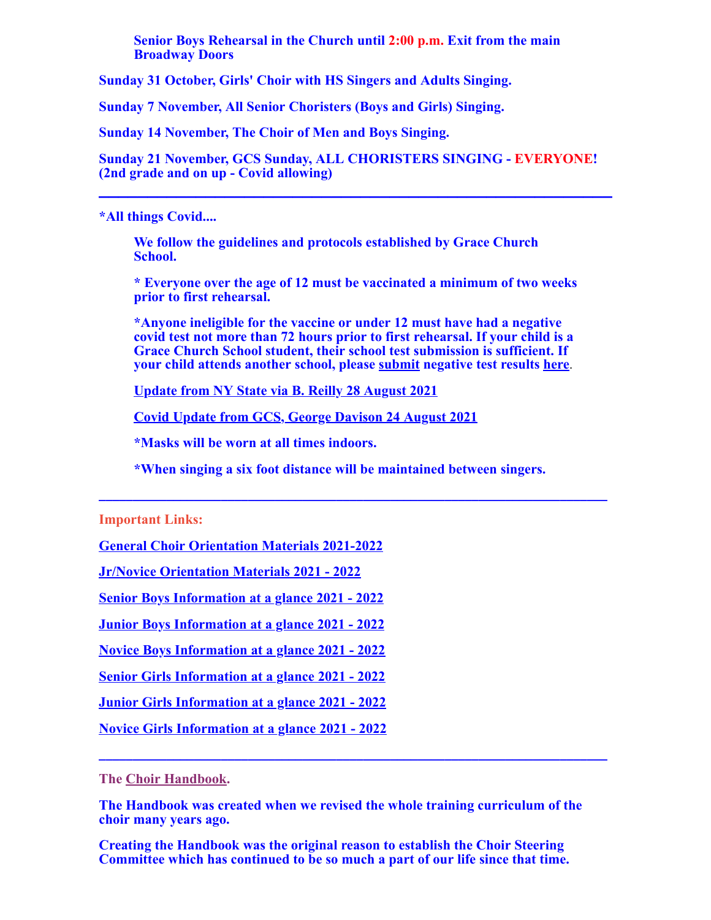**Senior Boys Rehearsal in the Church until 2:00 p.m. Exit from the main Broadway Doors**

**Sunday 31 October, Girls' Choir with HS Singers and Adults Singing.**

**Sunday 7 November, All Senior Choristers (Boys and Girls) Singing.**

**Sunday 14 November, The Choir of Men and Boys Singing.**

**Sunday 21 November, GCS Sunday, ALL CHORISTERS SINGING - EVERYONE! (2nd grade and on up - Covid allowing)**

---

**\*All things Covid....**

**We follow the guidelines and protocols established by Grace Church School.**

**\* Everyone over the age of 12 must be vaccinated a minimum of two weeks prior to first rehearsal.**

**\*Anyone ineligible for the vaccine or under 12 must have had a negative covid test not more than 72 hours prior to first rehearsal. If your child is a Grace Church School student, their school test submission is sufficient. If your child attends another school, please submit negative test results here.**

**Update from NY State via B. Reilly 28 August 2021**

**Covid Update from GCS, George Davison 24 August 2021**

**\*Masks will be worn at all times indoors.**

**\*When singing a six foot distance will be maintained between singers.**

---

**Important Links:**

**General Choir Orientation Materials 2021-2022**

**Jr/Novice Orientation Materials 2021 - 2022**

**Senior Boys Information at a glance 2021 - 2022**

**Junior Boys Information at a glance 2021 - 2022**

**Novice Boys Information at a glance 2021 - 2022**

**Senior Girls Information at a glance 2021 - 2022**

**Junior Girls Information at a glance 2021 - 2022**

**Novice Girls Information at a glance 2021 - 2022**

---

**The Choir Handbook.**

**The Handbook was created when we revised the whole training curriculum of the choir many years ago.**

**Creating the Handbook was the original reason to establish the Choir Steering Committee which has continued to be so much a part of our life since that time.**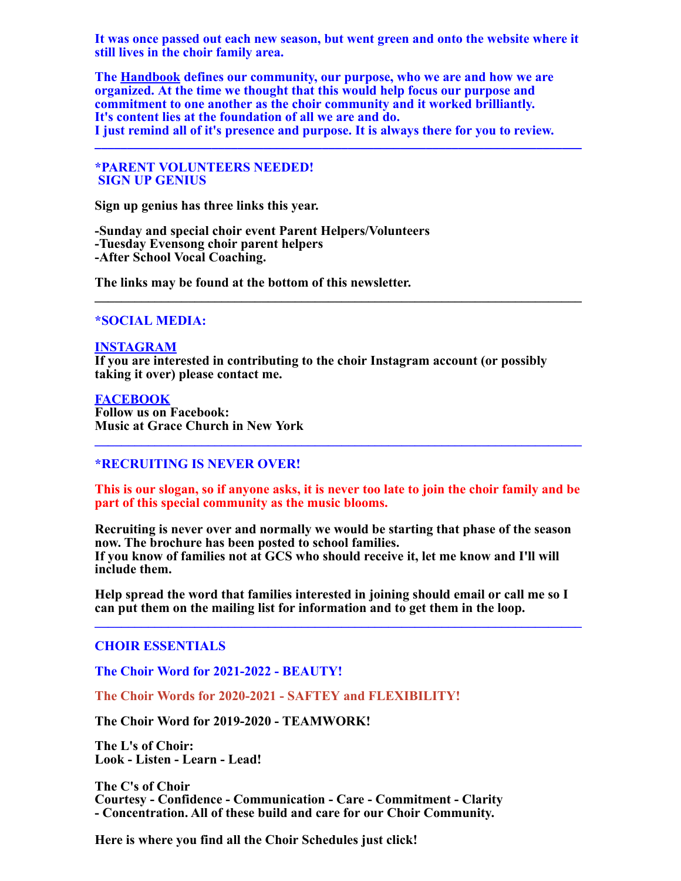**It was once passed out each new season, but went green and onto the website where it still lives in the choir family area.**

**The Handbook defines our community, our purpose, who we are and how we are organized. At the time we thought that this would help focus our purpose and commitment to one another as the choir community and it worked brilliantly. It's content lies at the foundation of all we are and do. I just remind all of it's presence and purpose. It is always there for you to review.**

---

**\*PARENT VOLUNTEERS NEEDED!**
**SIGN UP GENIUS**

**Sign up genius has three links this year.**

**-Sunday and special choir event Parent Helpers/Volunteers**
**-Tuesday Evensong choir parent helpers**
**-After School Vocal Coaching.**

**The links may be found at the bottom of this newsletter.**

---

**\*SOCIAL MEDIA:**

**INSTAGRAM**
**If you are interested in contributing to the choir Instagram account (or possibly taking it over) please contact me.**

**FACEBOOK**
**Follow us on Facebook:**
**Music at Grace Church in New York**

---

**\*RECRUITING IS NEVER OVER!**

**This is our slogan, so if anyone asks, it is never too late to join the choir family and be part of this special community as the music blooms.**

**Recruiting is never over and normally we would be starting that phase of the season now. The brochure has been posted to school families. If you know of families not at GCS who should receive it, let me know and I'll will include them.**

**Help spread the word that families interested in joining should email or call me so I can put them on the mailing list for information and to get them in the loop.**

---

**CHOIR ESSENTIALS**

**The Choir Word for 2021-2022 - BEAUTY!**

**The Choir Words for 2020-2021 - SAFTEY and FLEXIBILITY!**

**The Choir Word for 2019-2020 - TEAMWORK!**

**The L's of Choir:**
**Look - Listen - Learn - Lead!**

**The C's of Choir**
**Courtesy - Confidence - Communication - Care - Commitment - Clarity - Concentration. All of these build and care for our Choir Community.**

**Here is where you find all the Choir Schedules just click!**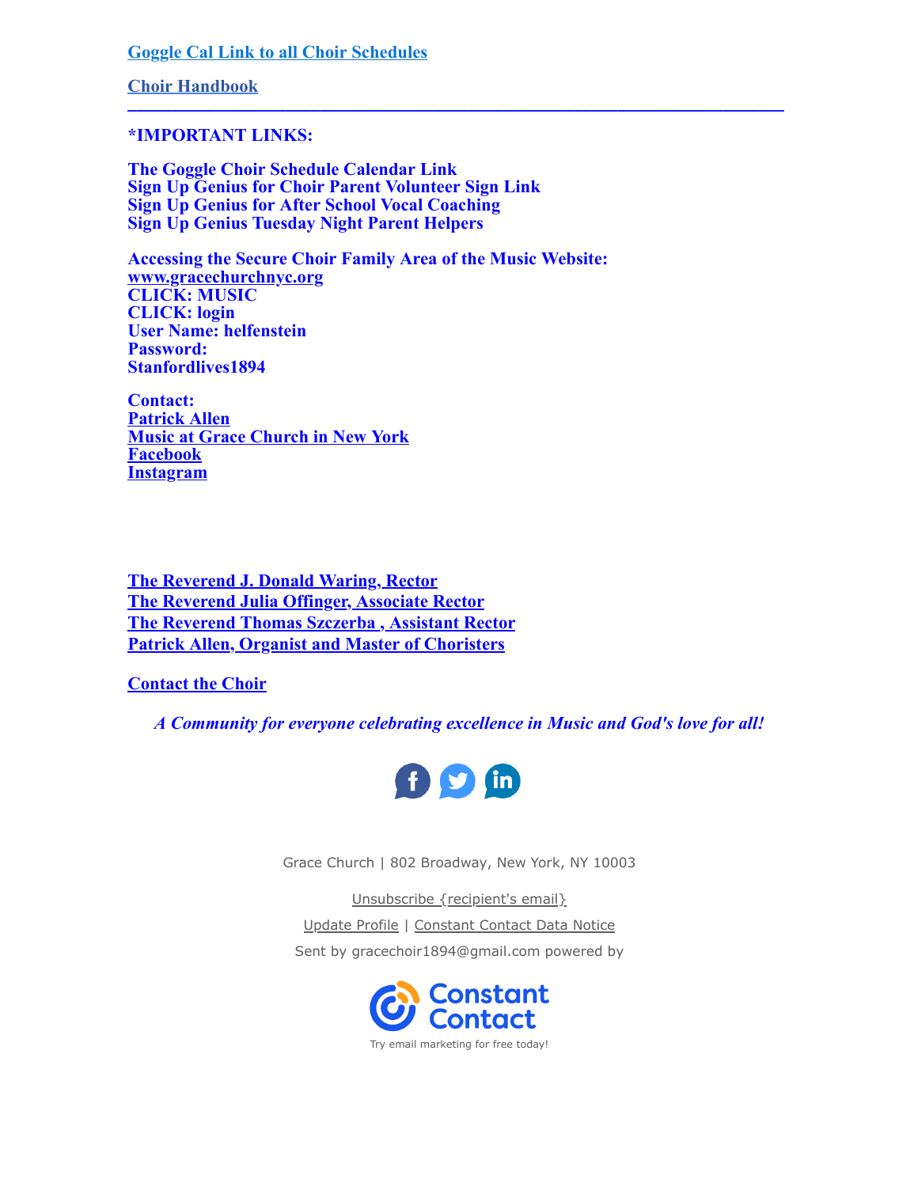**Goggle Cal Link to all Choir Schedules**

**Choir Handbook**

---

**\*IMPORTANT LINKS:**

**The Goggle Choir Schedule Calendar Link**
**Sign Up Genius for Choir Parent Volunteer Sign Link**
**Sign Up Genius for After School Vocal Coaching**
**Sign Up Genius Tuesday Night Parent Helpers**

**Accessing the Secure Choir Family Area of the Music Website:**
**www.gracechurchnyc.org**
**CLICK: MUSIC**
**CLICK: login**
**User Name: helfenstein**
**Password:**
**Stanfordlives1894**

**Contact:**
**Patrick Allen**
**Music at Grace Church in New York**
**Facebook**
**Instagram**

**The Reverend J. Donald Waring, Rector**
**The Reverend Julia Offinger, Associate Rector**
**The Reverend Thomas Szczerba , Assistant Rector**
**Patrick Allen, Organist and Master of Choristers**

**Contact the Choir**

***A Community for everyone celebrating excellence in Music and God's love for all!***

Grace Church | 802 Broadway, New York, NY 10003

Unsubscribe {recipient's email}

Update Profile | Constant Contact Data Notice

Sent by gracechoir1894@gmail.com powered by

Constant Contact

Try email marketing for free today!